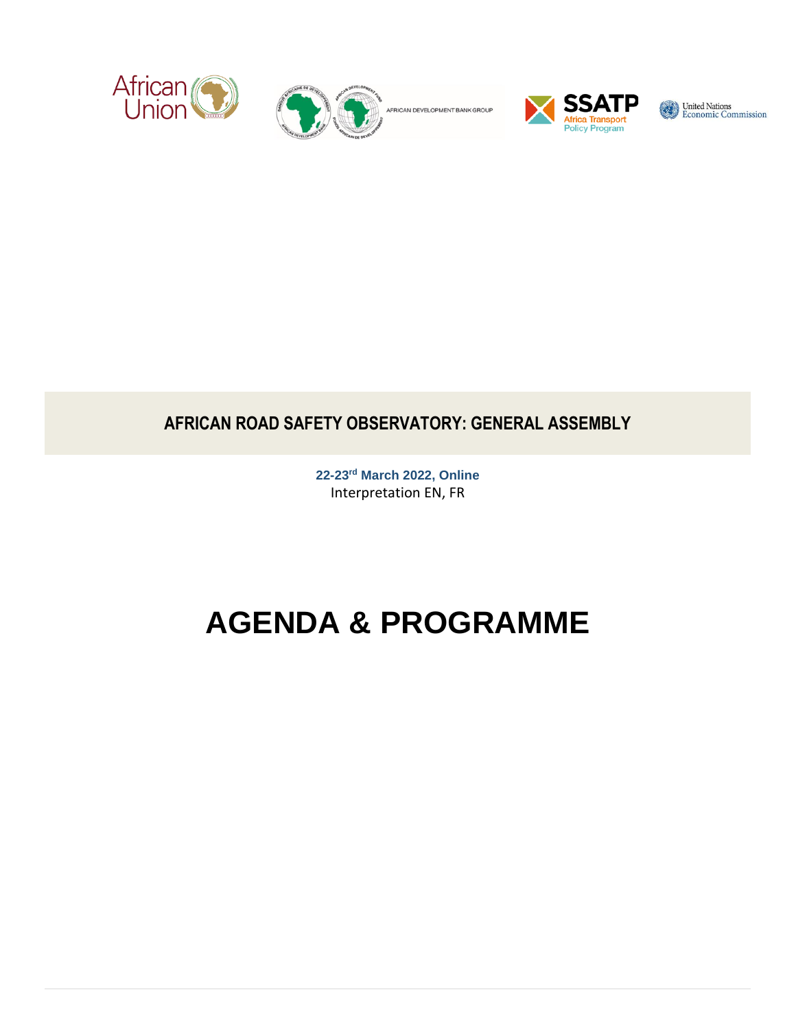African Union

AFRICAN DEVELOPMENT BANK GROUP

SSATP Africa Transport Policy Program

United Nations Economic Commission

## AFRICAN ROAD SAFETY OBSERVATORY: GENERAL ASSEMBLY

**22-23rd March 2022, Online**

Interpretation EN, FR

# AGENDA & PROGRAMME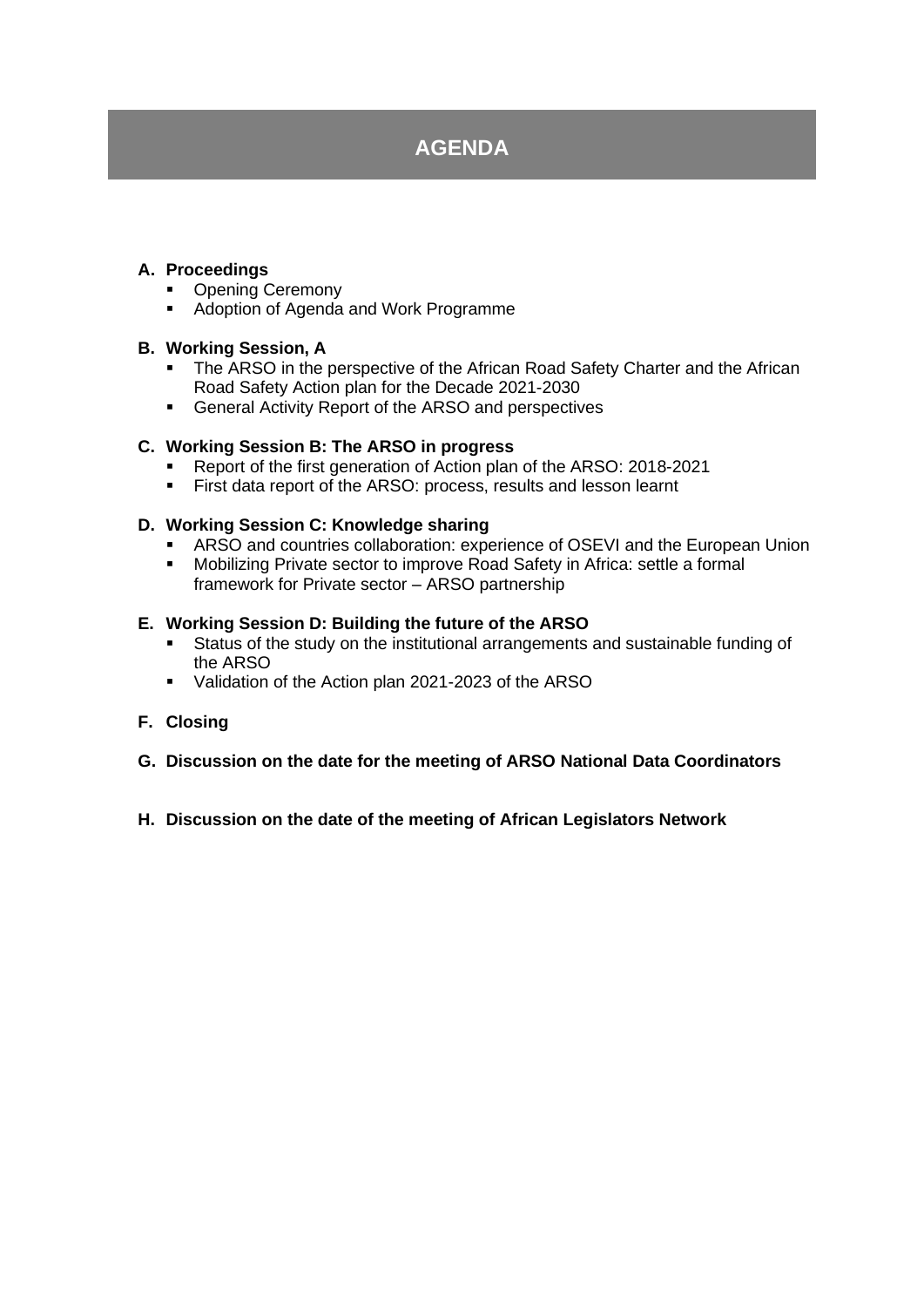# AGENDA

**A. Proceedings**

- Opening Ceremony
- Adoption of Agenda and Work Programme

**B. Working Session, A**

- The ARSO in the perspective of the African Road Safety Charter and the African Road Safety Action plan for the Decade 2021-2030
- General Activity Report of the ARSO and perspectives

**C. Working Session B: The ARSO in progress**

- Report of the first generation of Action plan of the ARSO: 2018-2021
- First data report of the ARSO: process, results and lesson learnt

**D. Working Session C: Knowledge sharing**

- ARSO and countries collaboration: experience of OSEVI and the European Union
- Mobilizing Private sector to improve Road Safety in Africa: settle a formal framework for Private sector – ARSO partnership

**E. Working Session D: Building the future of the ARSO**

- Status of the study on the institutional arrangements and sustainable funding of the ARSO
- Validation of the Action plan 2021-2023 of the ARSO

**F. Closing**

**G. Discussion on the date for the meeting of ARSO National Data Coordinators**

**H. Discussion on the date of the meeting of African Legislators Network**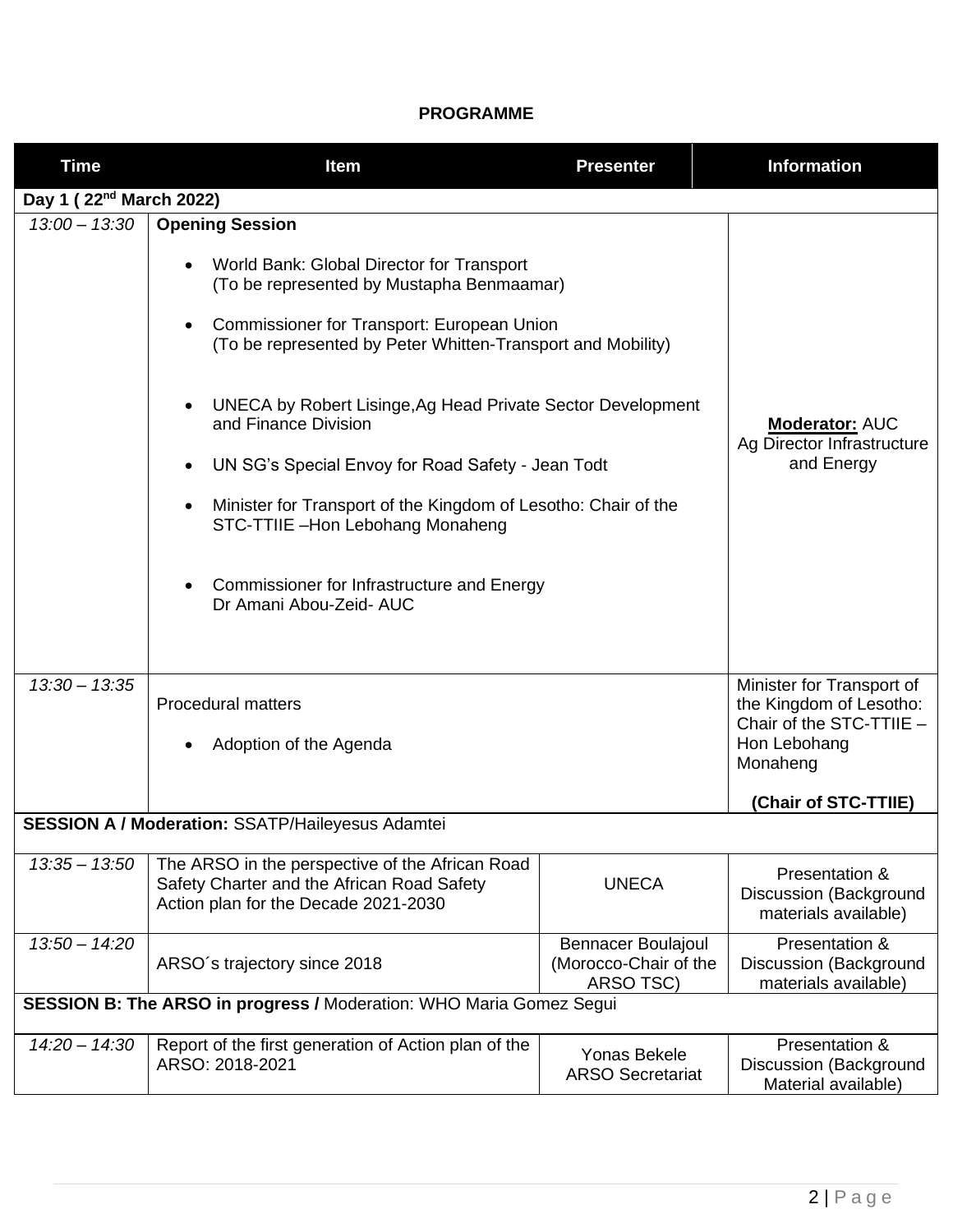**PROGRAMME**

| Time | Item | Presenter | Information |
|---|---|---|---|
| **Day 1 ( 22nd March 2022)** | | | |
| *13:00 – 13:30* | **Opening Session**<br><br>• World Bank: Global Director for Transport (To be represented by Mustapha Benmaamar)<br><br>• Commissioner for Transport: European Union (To be represented by Peter Whitten-Transport and Mobility)<br><br>• UNECA by Robert Lisinge,Ag Head Private Sector Development and Finance Division<br><br>• UN SG's Special Envoy for Road Safety - Jean Todt<br><br>• Minister for Transport of the Kingdom of Lesotho: Chair of the STC-TTIIE –Hon Lebohang Monaheng<br><br>• Commissioner for Infrastructure and Energy Dr Amani Abou-Zeid- AUC | | **Moderator:** AUC Ag Director Infrastructure and Energy |
| *13:30 – 13:35* | Procedural matters<br><br>• Adoption of the Agenda | | Minister for Transport of the Kingdom of Lesotho: Chair of the STC-TTIIE – Hon Lebohang Monaheng<br><br>**(Chair of STC-TTIIE)** |
| **SESSION A / Moderation:** SSATP/Haileyesus Adamtei | | | |
| *13:35 – 13:50* | The ARSO in the perspective of the African Road Safety Charter and the African Road Safety Action plan for the Decade 2021-2030 | UNECA | Presentation & Discussion (Background materials available) |
| *13:50 – 14:20* | ARSO´s trajectory since 2018 | Bennacer Boulajoul (Morocco-Chair of the ARSO TSC) | Presentation & Discussion (Background materials available) |
| **SESSION B: The ARSO in progress /** Moderation: WHO Maria Gomez Segui | | | |
| *14:20 – 14:30* | Report of the first generation of Action plan of the ARSO: 2018-2021 | Yonas Bekele ARSO Secretariat | Presentation & Discussion (Background Material available) |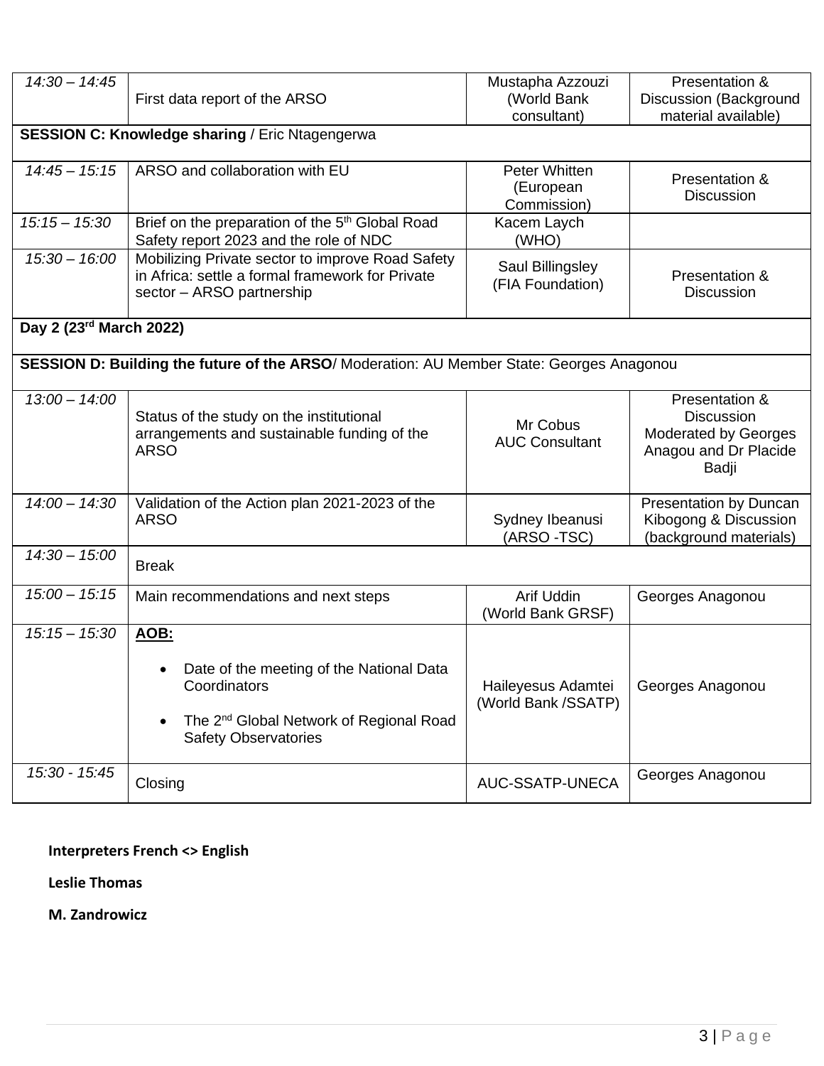| | | | |
|---|---|---|---|
| *14:30 – 14:45* | First data report of the ARSO | Mustapha Azzouzi (World Bank consultant) | Presentation & Discussion (Background material available) |
| **SESSION C: Knowledge sharing** / Eric Ntagengerwa | | | |
| *14:45 – 15:15* | ARSO and collaboration with EU | Peter Whitten (European Commission) | Presentation & Discussion |
| *15:15 – 15:30* | Brief on the preparation of the 5th Global Road Safety report 2023 and the role of NDC | Kacem Laych (WHO) | |
| *15:30 – 16:00* | Mobilizing Private sector to improve Road Safety in Africa: settle a formal framework for Private sector – ARSO partnership | Saul Billingsley (FIA Foundation) | Presentation & Discussion |
| **Day 2 (23rd March 2022)** | | | |
| **SESSION D: Building the future of the ARSO**/ Moderation: AU Member State: Georges Anagonou | | | |
| *13:00 – 14:00* | Status of the study on the institutional arrangements and sustainable funding of the ARSO | Mr Cobus AUC Consultant | Presentation & Discussion Moderated by Georges Anagou and Dr Placide Badji |
| *14:00 – 14:30* | Validation of the Action plan 2021-2023 of the ARSO | Sydney Ibeanusi (ARSO -TSC) | Presentation by Duncan Kibogong & Discussion (background materials) |
| *14:30 – 15:00* | Break | | |
| *15:00 – 15:15* | Main recommendations and next steps | Arif Uddin (World Bank GRSF) | Georges Anagonou |
| *15:15 – 15:30* | **AOB:** <br> • Date of the meeting of the National Data Coordinators <br> • The 2nd Global Network of Regional Road Safety Observatories | Haileyesus Adamtei (World Bank /SSATP) | Georges Anagonou |
| *15:30 - 15:45* | Closing | AUC-SSATP-UNECA | Georges Anagonou |

**Interpreters French <> English**

**Leslie Thomas**

**M. Zandrowicz**